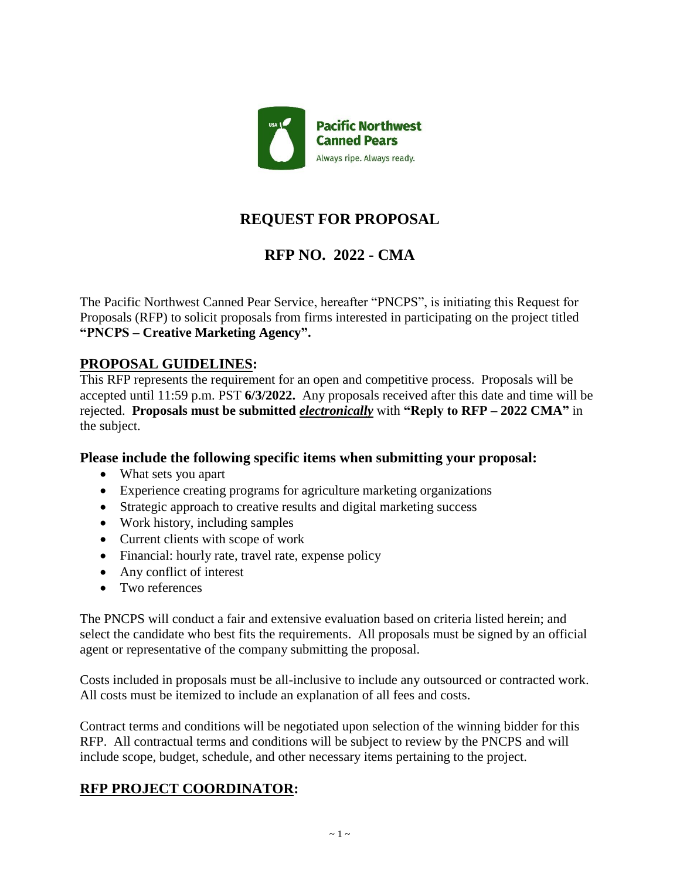Pacific Northwest Canned Pears

Always ripe. Always ready.

# REQUEST FOR PROPOSAL

## RFP NO. 2022 - CMA

The Pacific Northwest Canned Pear Service, hereafter "PNCPS", is initiating this Request for Proposals (RFP) to solicit proposals from firms interested in participating on the project titled **"PNCPS – Creative Marketing Agency".**

## PROPOSAL GUIDELINES:

This RFP represents the requirement for an open and competitive process. Proposals will be accepted until 11:59 p.m. PST **6/3/2022.** Any proposals received after this date and time will be rejected. **Proposals must be submitted *electronically*** with **"Reply to RFP – 2022 CMA"** in the subject.

### Please include the following specific items when submitting your proposal:

- What sets you apart
- Experience creating programs for agriculture marketing organizations
- Strategic approach to creative results and digital marketing success
- Work history, including samples
- Current clients with scope of work
- Financial: hourly rate, travel rate, expense policy
- Any conflict of interest
- Two references

The PNCPS will conduct a fair and extensive evaluation based on criteria listed herein; and select the candidate who best fits the requirements. All proposals must be signed by an official agent or representative of the company submitting the proposal.

Costs included in proposals must be all-inclusive to include any outsourced or contracted work. All costs must be itemized to include an explanation of all fees and costs.

Contract terms and conditions will be negotiated upon selection of the winning bidder for this RFP. All contractual terms and conditions will be subject to review by the PNCPS and will include scope, budget, schedule, and other necessary items pertaining to the project.

## RFP PROJECT COORDINATOR: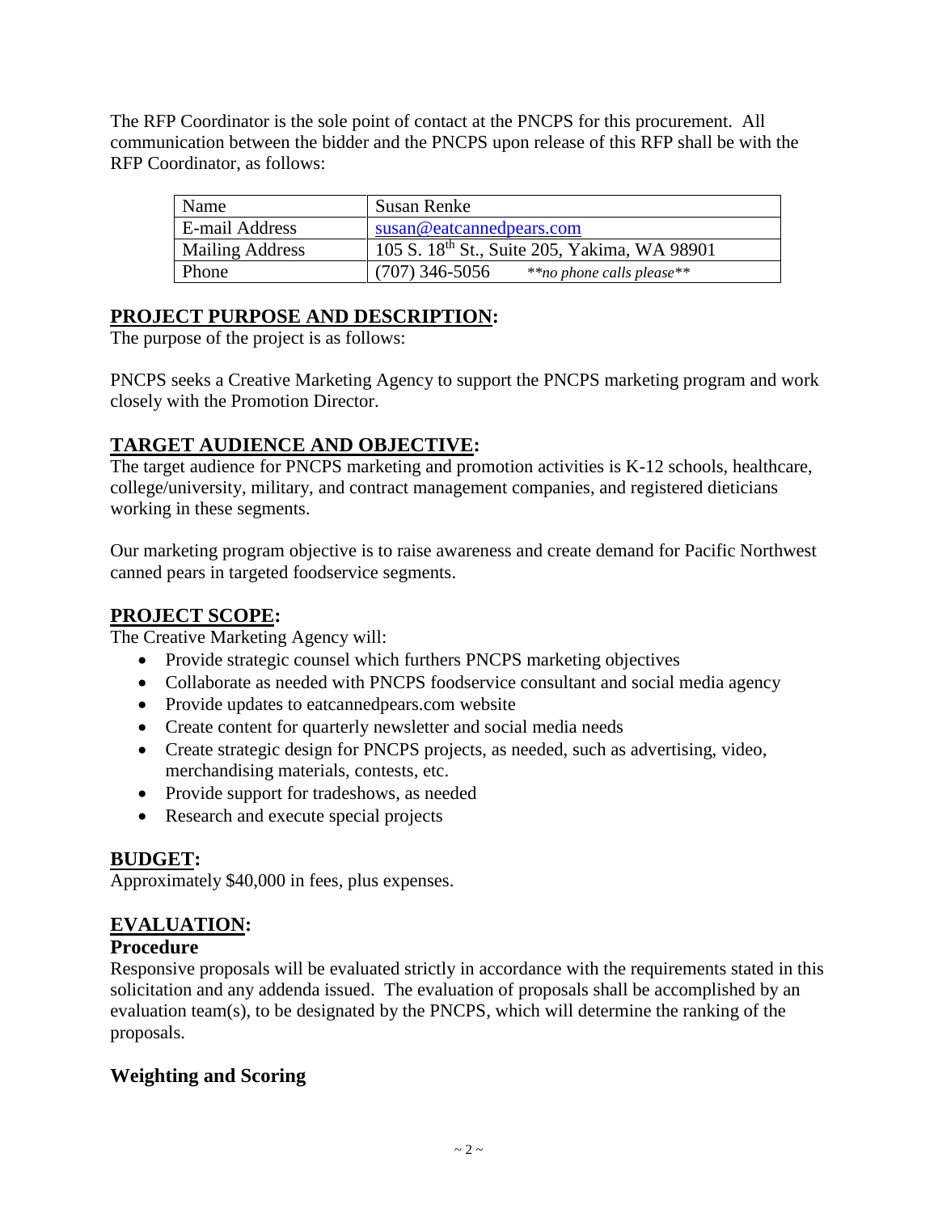The RFP Coordinator is the sole point of contact at the PNCPS for this procurement. All communication between the bidder and the PNCPS upon release of this RFP shall be with the RFP Coordinator, as follows:

| Name | Susan Renke |
|---|---|
| E-mail Address | susan@eatcannedpears.com |
| Mailing Address | 105 S. 18th St., Suite 205, Yakima, WA 98901 |
| Phone | (707) 346-5056 *\*\*no phone calls please\*\** |

## PROJECT PURPOSE AND DESCRIPTION:

The purpose of the project is as follows:

PNCPS seeks a Creative Marketing Agency to support the PNCPS marketing program and work closely with the Promotion Director.

## TARGET AUDIENCE AND OBJECTIVE:

The target audience for PNCPS marketing and promotion activities is K-12 schools, healthcare, college/university, military, and contract management companies, and registered dieticians working in these segments.

Our marketing program objective is to raise awareness and create demand for Pacific Northwest canned pears in targeted foodservice segments.

## PROJECT SCOPE:

The Creative Marketing Agency will:

- Provide strategic counsel which furthers PNCPS marketing objectives
- Collaborate as needed with PNCPS foodservice consultant and social media agency
- Provide updates to eatcannedpears.com website
- Create content for quarterly newsletter and social media needs
- Create strategic design for PNCPS projects, as needed, such as advertising, video, merchandising materials, contests, etc.
- Provide support for tradeshows, as needed
- Research and execute special projects

## BUDGET:

Approximately $40,000 in fees, plus expenses.

## EVALUATION:

### Procedure

Responsive proposals will be evaluated strictly in accordance with the requirements stated in this solicitation and any addenda issued. The evaluation of proposals shall be accomplished by an evaluation team(s), to be designated by the PNCPS, which will determine the ranking of the proposals.

### Weighting and Scoring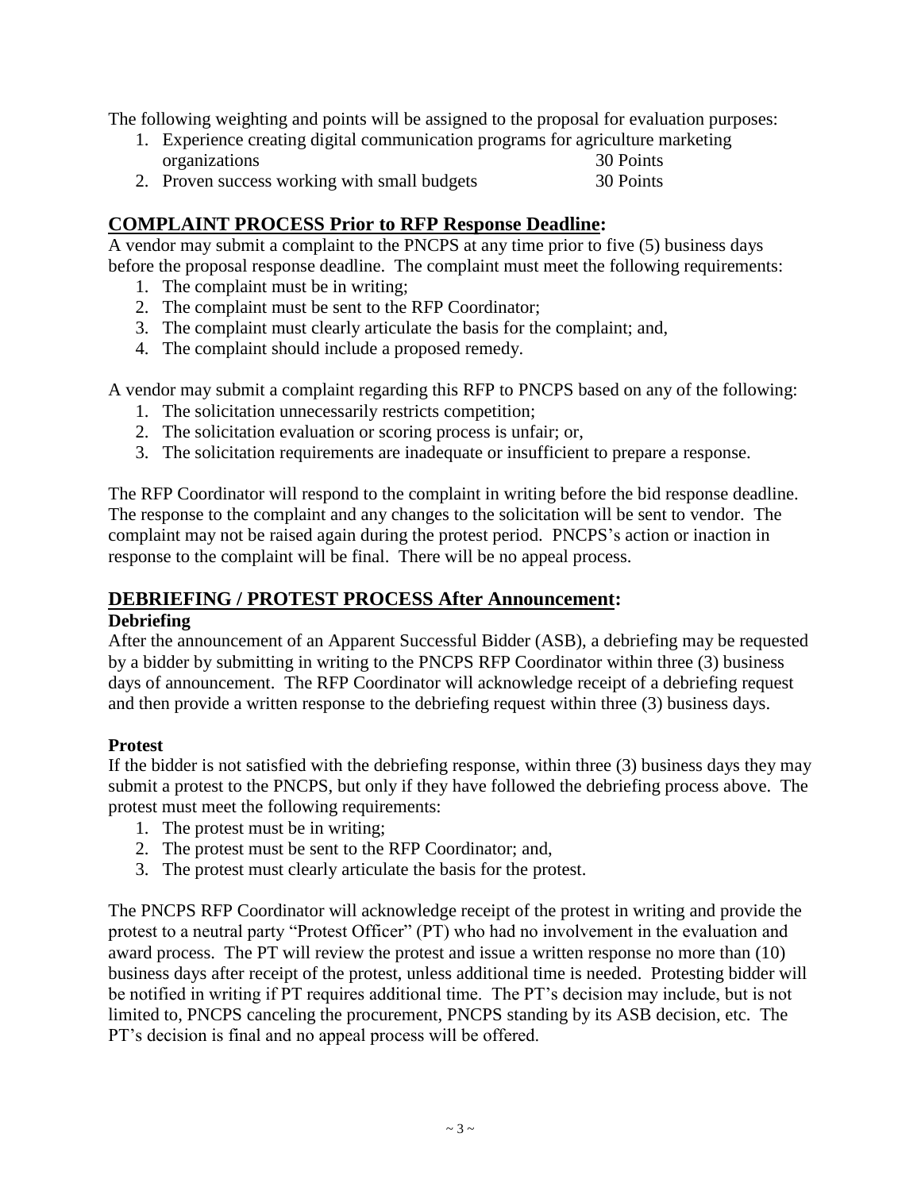The following weighting and points will be assigned to the proposal for evaluation purposes:

1. Experience creating digital communication programs for agriculture marketing organizations 30 Points
2. Proven success working with small budgets 30 Points

## **COMPLAINT PROCESS Prior to RFP Response Deadline:**

A vendor may submit a complaint to the PNCPS at any time prior to five (5) business days before the proposal response deadline. The complaint must meet the following requirements:

1. The complaint must be in writing;
2. The complaint must be sent to the RFP Coordinator;
3. The complaint must clearly articulate the basis for the complaint; and,
4. The complaint should include a proposed remedy.

A vendor may submit a complaint regarding this RFP to PNCPS based on any of the following:

1. The solicitation unnecessarily restricts competition;
2. The solicitation evaluation or scoring process is unfair; or,
3. The solicitation requirements are inadequate or insufficient to prepare a response.

The RFP Coordinator will respond to the complaint in writing before the bid response deadline. The response to the complaint and any changes to the solicitation will be sent to vendor. The complaint may not be raised again during the protest period. PNCPS's action or inaction in response to the complaint will be final. There will be no appeal process.

## **DEBRIEFING / PROTEST PROCESS After Announcement:**

### **Debriefing**

After the announcement of an Apparent Successful Bidder (ASB), a debriefing may be requested by a bidder by submitting in writing to the PNCPS RFP Coordinator within three (3) business days of announcement. The RFP Coordinator will acknowledge receipt of a debriefing request and then provide a written response to the debriefing request within three (3) business days.

### **Protest**

If the bidder is not satisfied with the debriefing response, within three (3) business days they may submit a protest to the PNCPS, but only if they have followed the debriefing process above. The protest must meet the following requirements:

1. The protest must be in writing;
2. The protest must be sent to the RFP Coordinator; and,
3. The protest must clearly articulate the basis for the protest.

The PNCPS RFP Coordinator will acknowledge receipt of the protest in writing and provide the protest to a neutral party "Protest Officer" (PT) who had no involvement in the evaluation and award process. The PT will review the protest and issue a written response no more than (10) business days after receipt of the protest, unless additional time is needed. Protesting bidder will be notified in writing if PT requires additional time. The PT's decision may include, but is not limited to, PNCPS canceling the procurement, PNCPS standing by its ASB decision, etc. The PT's decision is final and no appeal process will be offered.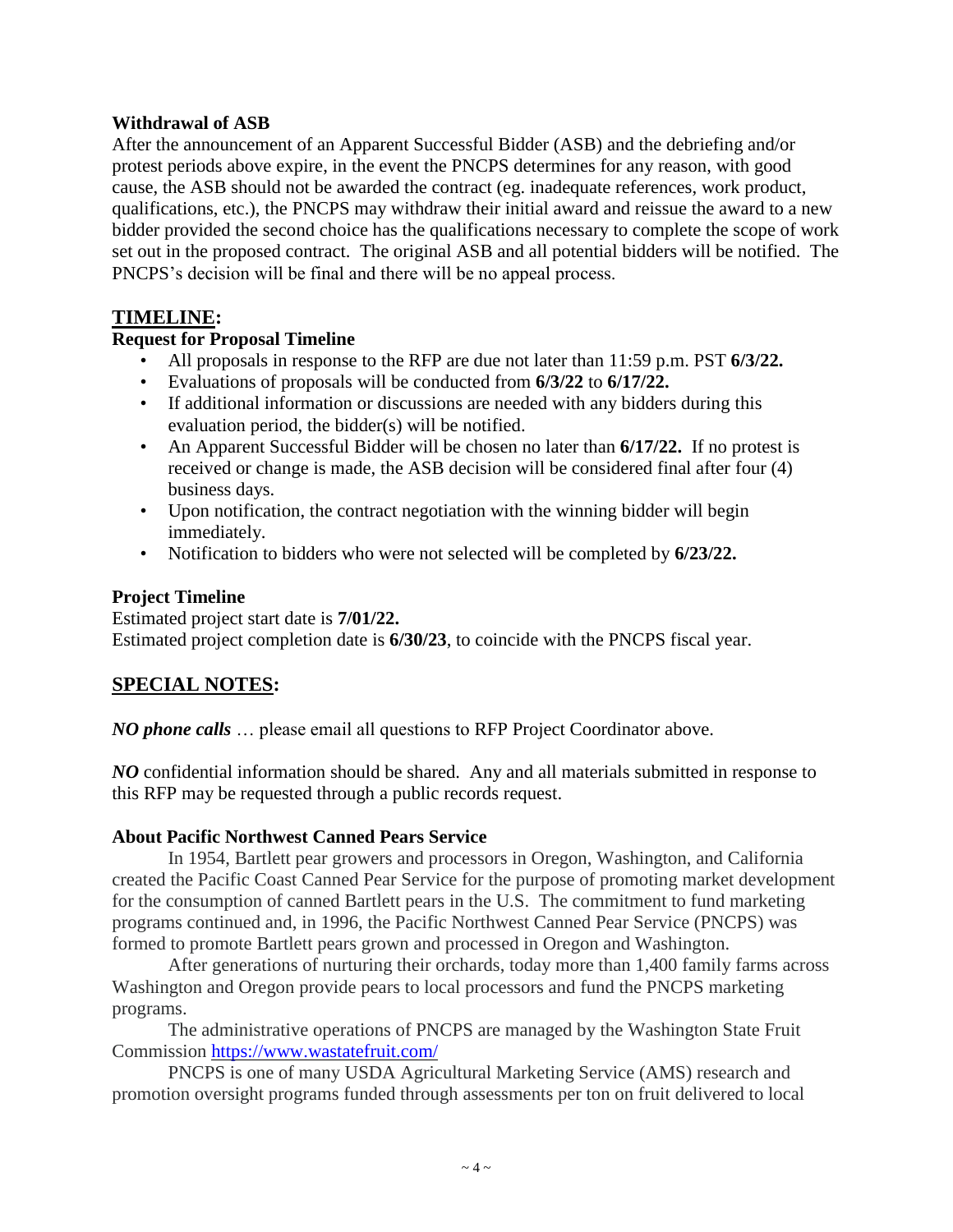### Withdrawal of ASB

After the announcement of an Apparent Successful Bidder (ASB) and the debriefing and/or protest periods above expire, in the event the PNCPS determines for any reason, with good cause, the ASB should not be awarded the contract (eg. inadequate references, work product, qualifications, etc.), the PNCPS may withdraw their initial award and reissue the award to a new bidder provided the second choice has the qualifications necessary to complete the scope of work set out in the proposed contract. The original ASB and all potential bidders will be notified. The PNCPS's decision will be final and there will be no appeal process.

## TIMELINE:

### Request for Proposal Timeline

- All proposals in response to the RFP are due not later than 11:59 p.m. PST **6/3/22.**
- Evaluations of proposals will be conducted from **6/3/22** to **6/17/22.**
- If additional information or discussions are needed with any bidders during this evaluation period, the bidder(s) will be notified.
- An Apparent Successful Bidder will be chosen no later than **6/17/22.** If no protest is received or change is made, the ASB decision will be considered final after four (4) business days.
- Upon notification, the contract negotiation with the winning bidder will begin immediately.
- Notification to bidders who were not selected will be completed by **6/23/22.**

### Project Timeline

Estimated project start date is **7/01/22.**
Estimated project completion date is **6/30/23**, to coincide with the PNCPS fiscal year.

## SPECIAL NOTES:

***NO phone calls*** … please email all questions to RFP Project Coordinator above.

***NO*** confidential information should be shared. Any and all materials submitted in response to this RFP may be requested through a public records request.

### About Pacific Northwest Canned Pears Service

In 1954, Bartlett pear growers and processors in Oregon, Washington, and California created the Pacific Coast Canned Pear Service for the purpose of promoting market development for the consumption of canned Bartlett pears in the U.S. The commitment to fund marketing programs continued and, in 1996, the Pacific Northwest Canned Pear Service (PNCPS) was formed to promote Bartlett pears grown and processed in Oregon and Washington.

After generations of nurturing their orchards, today more than 1,400 family farms across Washington and Oregon provide pears to local processors and fund the PNCPS marketing programs.

The administrative operations of PNCPS are managed by the Washington State Fruit Commission https://www.wastatefruit.com/

PNCPS is one of many USDA Agricultural Marketing Service (AMS) research and promotion oversight programs funded through assessments per ton on fruit delivered to local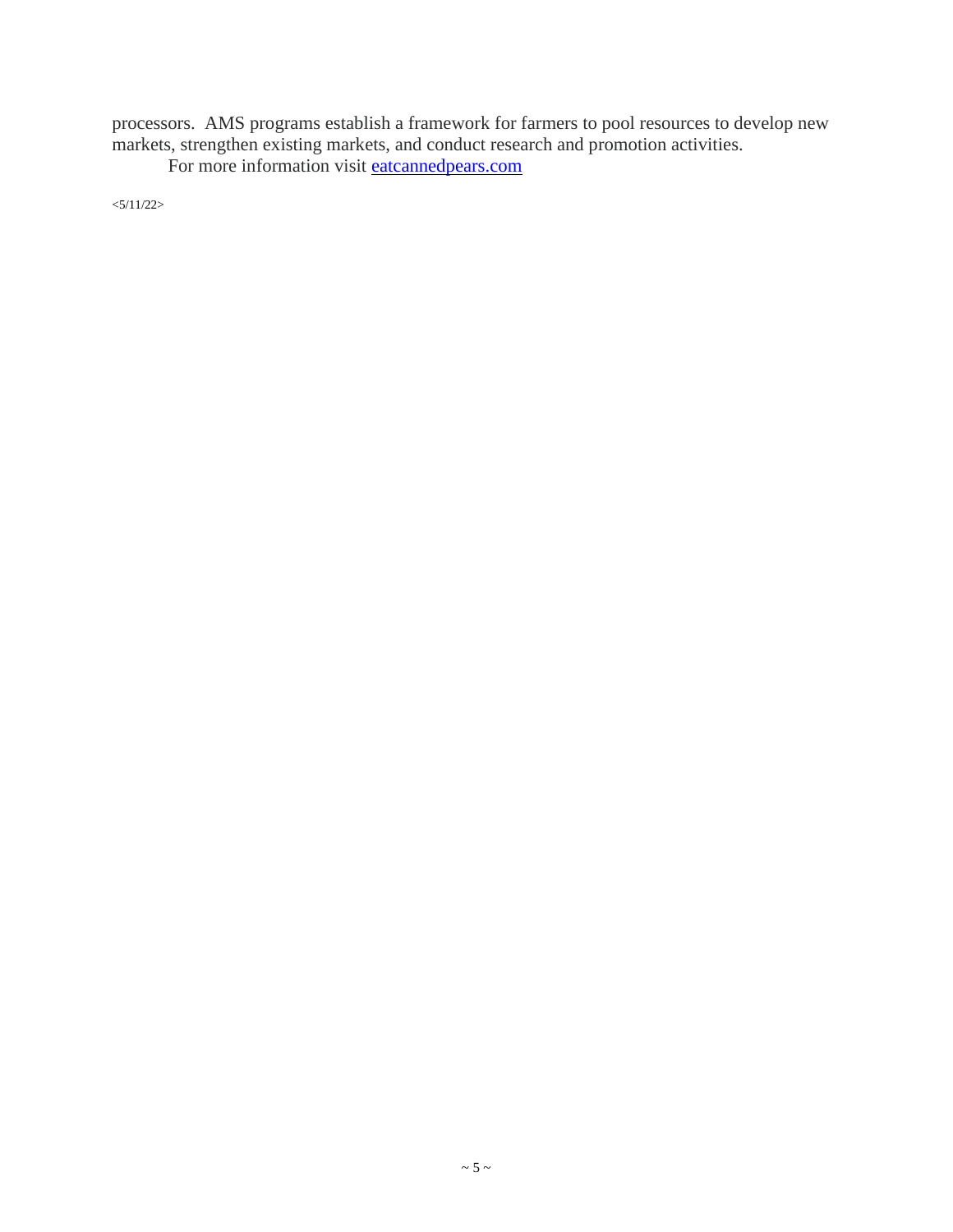processors. AMS programs establish a framework for farmers to pool resources to develop new markets, strengthen existing markets, and conduct research and promotion activities.

For more information visit [eatcannedpears.com](eatcannedpears.com)

<5/11/22>